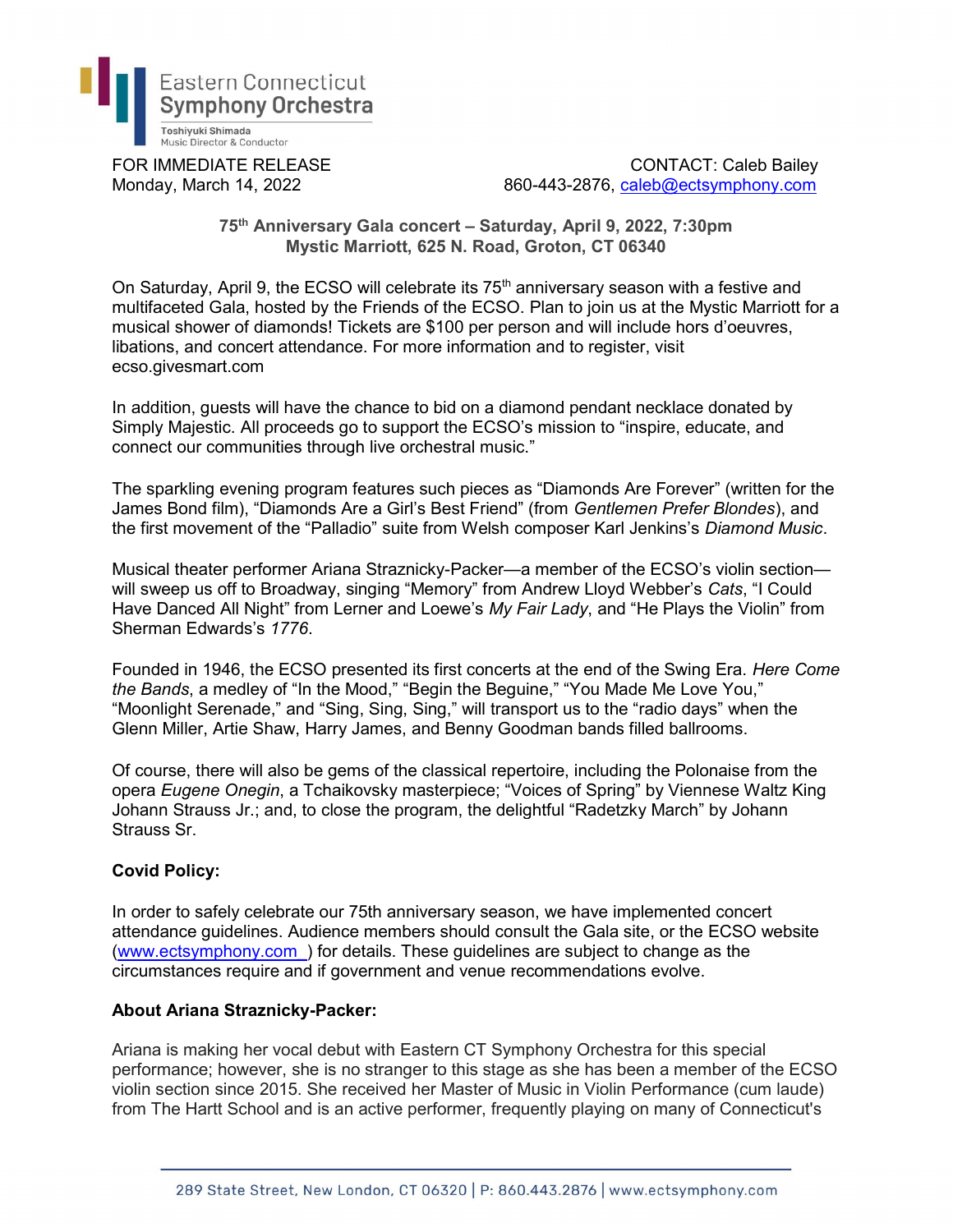Eastern Connecticut Symphony Orchestra

Toshiyuki Shimada
Music Director & Conductor

FOR IMMEDIATE RELEASE
Monday, March 14, 2022

CONTACT: Caleb Bailey
860-443-2876, caleb@ectsymphony.com

**75th Anniversary Gala concert – Saturday, April 9, 2022, 7:30pm**
**Mystic Marriott, 625 N. Road, Groton, CT 06340**

On Saturday, April 9, the ECSO will celebrate its 75th anniversary season with a festive and multifaceted Gala, hosted by the Friends of the ECSO. Plan to join us at the Mystic Marriott for a musical shower of diamonds! Tickets are $100 per person and will include hors d'oeuvres, libations, and concert attendance. For more information and to register, visit ecso.givesmart.com

In addition, guests will have the chance to bid on a diamond pendant necklace donated by Simply Majestic. All proceeds go to support the ECSO's mission to "inspire, educate, and connect our communities through live orchestral music."

The sparkling evening program features such pieces as "Diamonds Are Forever" (written for the James Bond film), "Diamonds Are a Girl's Best Friend" (from *Gentlemen Prefer Blondes*), and the first movement of the "Palladio" suite from Welsh composer Karl Jenkins's *Diamond Music*.

Musical theater performer Ariana Straznicky-Packer—a member of the ECSO's violin section—will sweep us off to Broadway, singing "Memory" from Andrew Lloyd Webber's *Cats*, "I Could Have Danced All Night" from Lerner and Loewe's *My Fair Lady*, and "He Plays the Violin" from Sherman Edwards's *1776*.

Founded in 1946, the ECSO presented its first concerts at the end of the Swing Era. *Here Come the Bands*, a medley of "In the Mood," "Begin the Beguine," "You Made Me Love You," "Moonlight Serenade," and "Sing, Sing, Sing," will transport us to the "radio days" when the Glenn Miller, Artie Shaw, Harry James, and Benny Goodman bands filled ballrooms.

Of course, there will also be gems of the classical repertoire, including the Polonaise from the opera *Eugene Onegin*, a Tchaikovsky masterpiece; "Voices of Spring" by Viennese Waltz King Johann Strauss Jr.; and, to close the program, the delightful "Radetzky March" by Johann Strauss Sr.

**Covid Policy:**

In order to safely celebrate our 75th anniversary season, we have implemented concert attendance guidelines. Audience members should consult the Gala site, or the ECSO website (www.ectsymphony.com) for details. These guidelines are subject to change as the circumstances require and if government and venue recommendations evolve.

**About Ariana Straznicky-Packer:**

Ariana is making her vocal debut with Eastern CT Symphony Orchestra for this special performance; however, she is no stranger to this stage as she has been a member of the ECSO violin section since 2015. She received her Master of Music in Violin Performance (cum laude) from The Hartt School and is an active performer, frequently playing on many of Connecticut's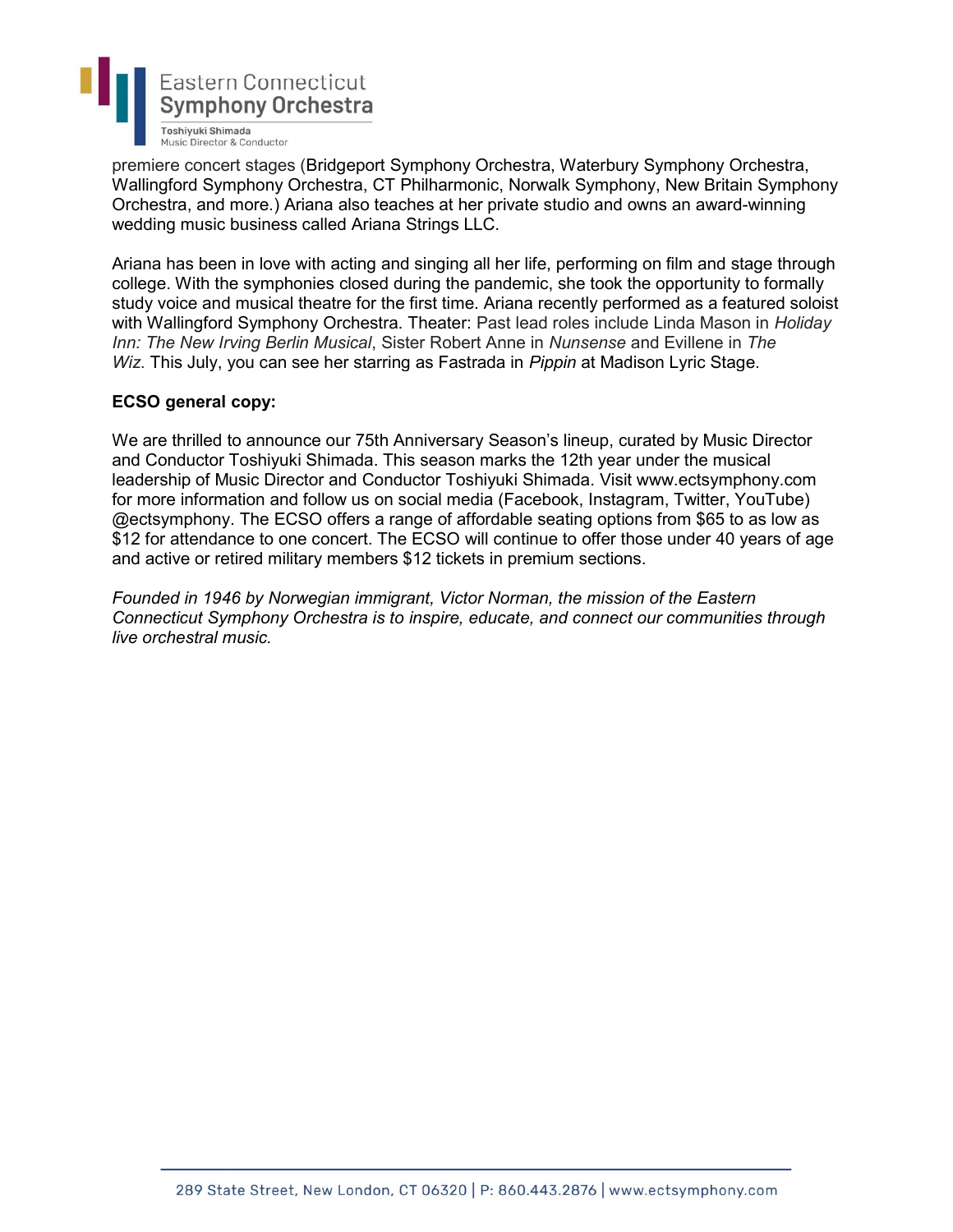premiere concert stages (Bridgeport Symphony Orchestra, Waterbury Symphony Orchestra, Wallingford Symphony Orchestra, CT Philharmonic, Norwalk Symphony, New Britain Symphony Orchestra, and more.) Ariana also teaches at her private studio and owns an award-winning wedding music business called Ariana Strings LLC.

Ariana has been in love with acting and singing all her life, performing on film and stage through college. With the symphonies closed during the pandemic, she took the opportunity to formally study voice and musical theatre for the first time. Ariana recently performed as a featured soloist with Wallingford Symphony Orchestra. Theater: Past lead roles include Linda Mason in *Holiday Inn: The New Irving Berlin Musical*, Sister Robert Anne in *Nunsense* and Evillene in *The Wiz*. This July, you can see her starring as Fastrada in *Pippin* at Madison Lyric Stage.

**ECSO general copy:**

We are thrilled to announce our 75th Anniversary Season's lineup, curated by Music Director and Conductor Toshiyuki Shimada. This season marks the 12th year under the musical leadership of Music Director and Conductor Toshiyuki Shimada. Visit www.ectsymphony.com for more information and follow us on social media (Facebook, Instagram, Twitter, YouTube) @ectsymphony. The ECSO offers a range of affordable seating options from $65 to as low as $12 for attendance to one concert. The ECSO will continue to offer those under 40 years of age and active or retired military members $12 tickets in premium sections.

*Founded in 1946 by Norwegian immigrant, Victor Norman, the mission of the Eastern Connecticut Symphony Orchestra is to inspire, educate, and connect our communities through live orchestral music.*